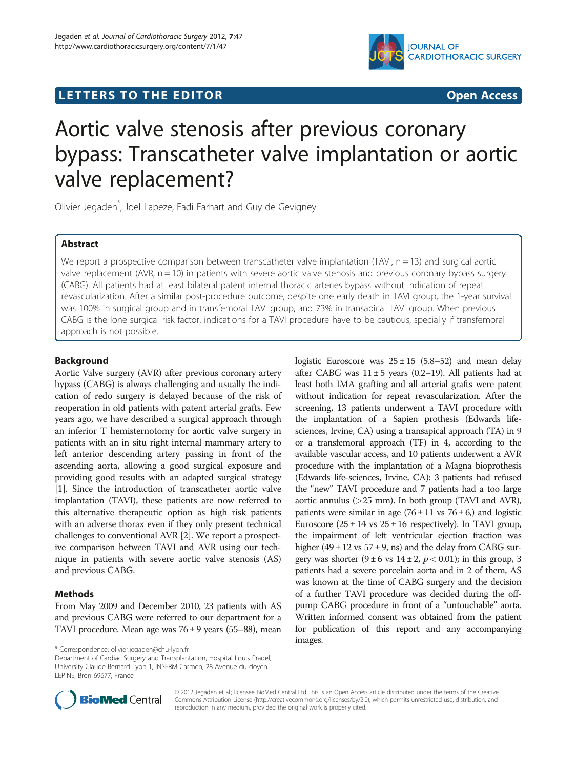LETTERS TO THE EDITOR

Open Access

# Aortic valve stenosis after previous coronary bypass: Transcatheter valve implantation or aortic valve replacement?

Olivier Jegaden*, Joel Lapeze, Fadi Farhart and Guy de Gevigney

## Abstract

We report a prospective comparison between transcatheter valve implantation (TAVI, n = 13) and surgical aortic valve replacement (AVR, n = 10) in patients with severe aortic valve stenosis and previous coronary bypass surgery (CABG). All patients had at least bilateral patent internal thoracic arteries bypass without indication of repeat revascularization. After a similar post-procedure outcome, despite one early death in TAVI group, the 1-year survival was 100% in surgical group and in transfemoral TAVI group, and 73% in transapical TAVI group. When previous CABG is the lone surgical risk factor, indications for a TAVI procedure have to be cautious, specially if transfemoral approach is not possible.

## Background

Aortic Valve surgery (AVR) after previous coronary artery bypass (CABG) is always challenging and usually the indication of redo surgery is delayed because of the risk of reoperation in old patients with patent arterial grafts. Few years ago, we have described a surgical approach through an inferior T hemisternotomy for aortic valve surgery in patients with an in situ right internal mammary artery to left anterior descending artery passing in front of the ascending aorta, allowing a good surgical exposure and providing good results with an adapted surgical strategy [1]. Since the introduction of transcatheter aortic valve implantation (TAVI), these patients are now referred to this alternative therapeutic option as high risk patients with an adverse thorax even if they only present technical challenges to conventional AVR [2]. We report a prospective comparison between TAVI and AVR using our technique in patients with severe aortic valve stenosis (AS) and previous CABG.

## Methods

From May 2009 and December 2010, 23 patients with AS and previous CABG were referred to our department for a TAVI procedure. Mean age was 76 ± 9 years (55–88), mean logistic Euroscore was 25 ± 15 (5.8–52) and mean delay after CABG was 11 ± 5 years (0.2–19). All patients had at least both IMA grafting and all arterial grafts were patent without indication for repeat revascularization. After the screening, 13 patients underwent a TAVI procedure with the implantation of a Sapien prothesis (Edwards life-sciences, Irvine, CA) using a transapical approach (TA) in 9 or a transfemoral approach (TF) in 4, according to the available vascular access, and 10 patients underwent a AVR procedure with the implantation of a Magna bioprothesis (Edwards life-sciences, Irvine, CA): 3 patients had refused the "new" TAVI procedure and 7 patients had a too large aortic annulus (>25 mm). In both group (TAVI and AVR), patients were similar in age (76 ± 11 vs 76 ± 6,) and logistic Euroscore (25 ± 14 vs 25 ± 16 respectively). In TAVI group, the impairment of left ventricular ejection fraction was higher (49 ± 12 vs 57 ± 9, ns) and the delay from CABG surgery was shorter (9 ± 6 vs 14 ± 2, $p < 0.01$); in this group, 3 patients had a severe porcelain aorta and in 2 of them, AS was known at the time of CABG surgery and the decision of a further TAVI procedure was decided during the off-pump CABG procedure in front of a "untouchable" aorta. Written informed consent was obtained from the patient for publication of this report and any accompanying images.

* Correspondence: olivier.jegaden@chu-lyon.fr
Department of Cardiac Surgery and Transplantation, Hospital Louis Pradel, University Claude Bernard Lyon 1, INSERM Carmen, 28 Avenue du doyen LEPINE, Bron 69677, France

© 2012 Jegaden et al.; licensee BioMed Central Ltd This is an Open Access article distributed under the terms of the Creative Commons Attribution License (http://creativecommons.org/licenses/by/2.0), which permits unrestricted use, distribution, and reproduction in any medium, provided the original work is properly cited.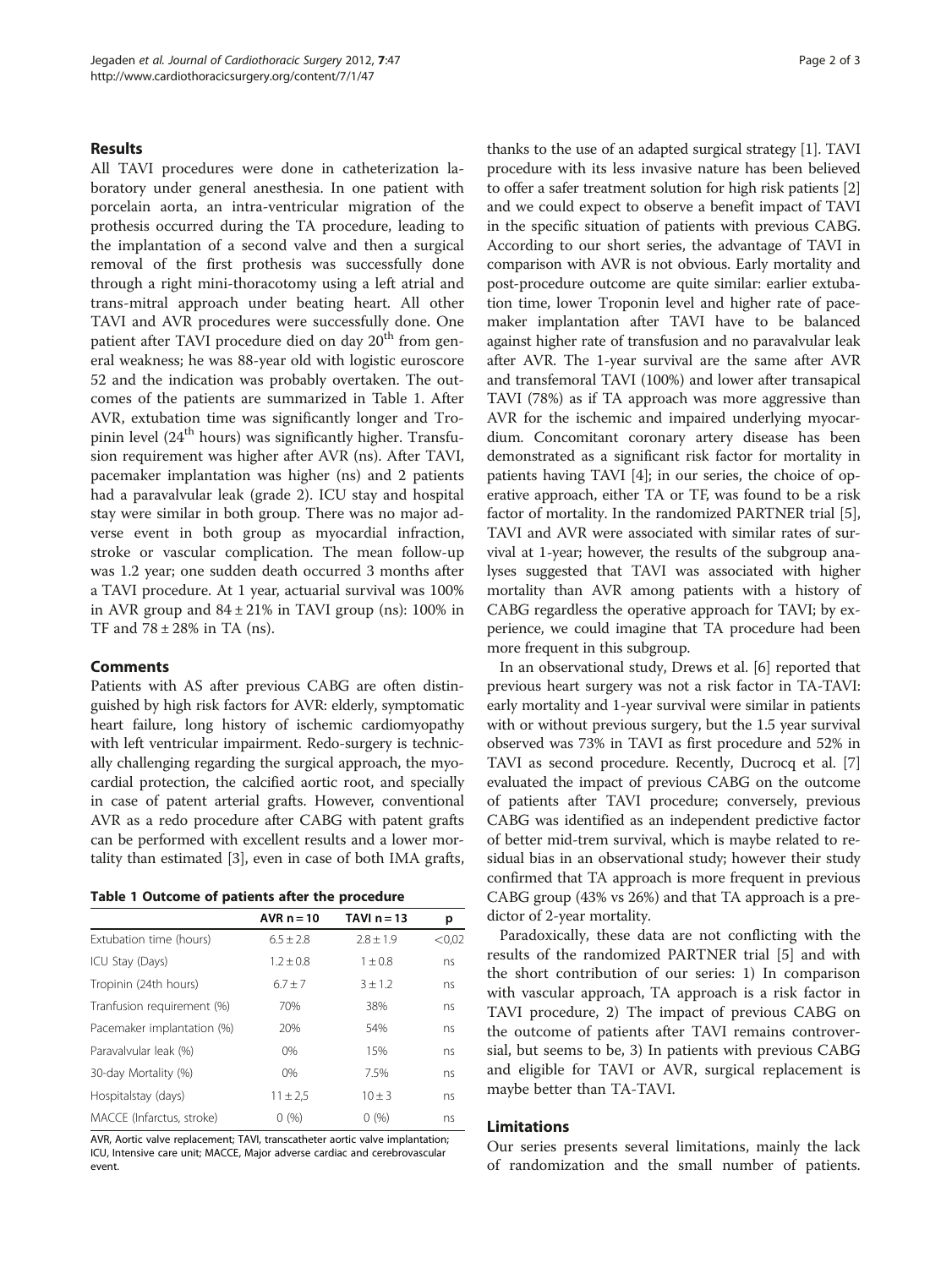## Results

All TAVI procedures were done in catheterization laboratory under general anesthesia. In one patient with porcelain aorta, an intra-ventricular migration of the prothesis occurred during the TA procedure, leading to the implantation of a second valve and then a surgical removal of the first prothesis was successfully done through a right mini-thoracotomy using a left atrial and trans-mitral approach under beating heart. All other TAVI and AVR procedures were successfully done. One patient after TAVI procedure died on day 20[th] from general weakness; he was 88-year old with logistic euroscore 52 and the indication was probably overtaken. The outcomes of the patients are summarized in Table 1. After AVR, extubation time was significantly longer and Tropinin level (24[th] hours) was significantly higher. Transfusion requirement was higher after AVR (ns). After TAVI, pacemaker implantation was higher (ns) and 2 patients had a paravalvular leak (grade 2). ICU stay and hospital stay were similar in both group. There was no major adverse event in both group as myocardial infraction, stroke or vascular complication. The mean follow-up was 1.2 year; one sudden death occurred 3 months after a TAVI procedure. At 1 year, actuarial survival was 100% in AVR group and 84 ± 21% in TAVI group (ns): 100% in TF and 78 ± 28% in TA (ns).

## Comments

Patients with AS after previous CABG are often distinguished by high risk factors for AVR: elderly, symptomatic heart failure, long history of ischemic cardiomyopathy with left ventricular impairment. Redo-surgery is technically challenging regarding the surgical approach, the myocardial protection, the calcified aortic root, and specially in case of patent arterial grafts. However, conventional AVR as a redo procedure after CABG with patent grafts can be performed with excellent results and a lower mortality than estimated [3], even in case of both IMA grafts, thanks to the use of an adapted surgical strategy [1]. TAVI procedure with its less invasive nature has been believed to offer a safer treatment solution for high risk patients [2] and we could expect to observe a benefit impact of TAVI in the specific situation of patients with previous CABG. According to our short series, the advantage of TAVI in comparison with AVR is not obvious. Early mortality and post-procedure outcome are quite similar: earlier extubation time, lower Troponin level and higher rate of pacemaker implantation after TAVI have to be balanced against higher rate of transfusion and no paravalvular leak after AVR. The 1-year survival are the same after AVR and transfemoral TAVI (100%) and lower after transapical TAVI (78%) as if TA approach was more aggressive than AVR for the ischemic and impaired underlying myocardium. Concomitant coronary artery disease has been demonstrated as a significant risk factor for mortality in patients having TAVI [4]; in our series, the choice of operative approach, either TA or TF, was found to be a risk factor of mortality. In the randomized PARTNER trial [5], TAVI and AVR were associated with similar rates of survival at 1-year; however, the results of the subgroup analyses suggested that TAVI was associated with higher mortality than AVR among patients with a history of CABG regardless the operative approach for TAVI; by experience, we could imagine that TA procedure had been more frequent in this subgroup.

**Table 1 Outcome of patients after the procedure**

| | AVR n = 10 | TAVI n = 13 | p |
|---|---|---|---|
| Extubation time (hours) | 6.5 ± 2.8 | 2.8 ± 1.9 | <0,02 |
| ICU Stay (Days) | 1.2 ± 0.8 | 1 ± 0.8 | ns |
| Tropinin (24th hours) | 6.7 ± 7 | 3 ± 1.2 | ns |
| Tranfusion requirement (%) | 70% | 38% | ns |
| Pacemaker implantation (%) | 20% | 54% | ns |
| Paravalvular leak (%) | 0% | 15% | ns |
| 30-day Mortality (%) | 0% | 7.5% | ns |
| Hospitalstay (days) | 11 ± 2,5 | 10 ± 3 | ns |
| MACCE (Infarctus, stroke) | 0 (%) | 0 (%) | ns |

AVR, Aortic valve replacement; TAVI, transcatheter aortic valve implantation; ICU, Intensive care unit; MACCE, Major adverse cardiac and cerebrovascular event.

In an observational study, Drews et al. [6] reported that previous heart surgery was not a risk factor in TA-TAVI: early mortality and 1-year survival were similar in patients with or without previous surgery, but the 1.5 year survival observed was 73% in TAVI as first procedure and 52% in TAVI as second procedure. Recently, Ducrocq et al. [7] evaluated the impact of previous CABG on the outcome of patients after TAVI procedure; conversely, previous CABG was identified as an independent predictive factor of better mid-trem survival, which is maybe however related to residual bias in an observational study; however their study confirmed that TA approach is more frequent in previous CABG group (43% vs 26%) and that TA approach is a predictor of 2-year mortality.

Paradoxically, these data are not conflicting with the results of the randomized PARTNER trial [5] and with the short contribution of our series: 1) In comparison with vascular approach, TA approach is a risk factor in TAVI procedure, 2) The impact of previous CABG on the outcome of patients after TAVI remains controversial, but seems to be, 3) In patients with previous CABG and eligible for TAVI or AVR, surgical replacement is maybe better than TA-TAVI.

## Limitations

Our series presents several limitations, mainly the lack of randomization and the small number of patients.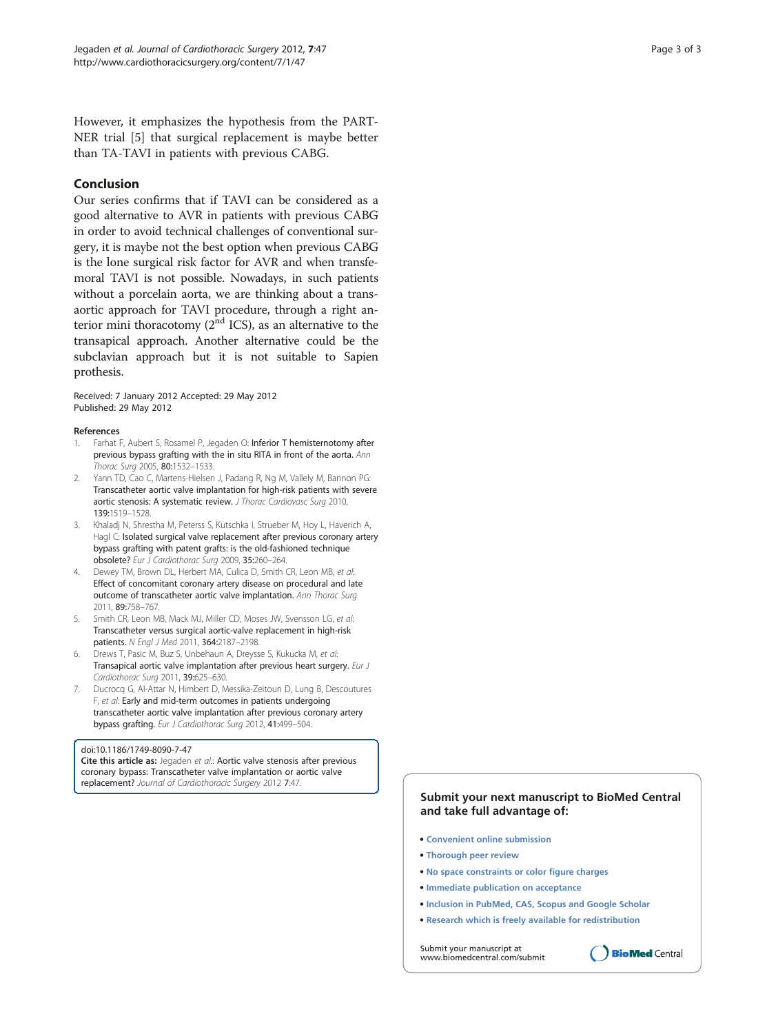However, it emphasizes the hypothesis from the PARTNER trial [5] that surgical replacement is maybe better than TA-TAVI in patients with previous CABG.

## Conclusion

Our series confirms that if TAVI can be considered as a good alternative to AVR in patients with previous CABG in order to avoid technical challenges of conventional surgery, it is maybe not the best option when previous CABG is the lone surgical risk factor for AVR and when transfemoral TAVI is not possible. Nowadays, in such patients without a porcelain aorta, we are thinking about a transaortic approach for TAVI procedure, through a right anterior mini thoracotomy (2nd ICS), as an alternative to the transapical approach. Another alternative could be the subclavian approach but it is not suitable to Sapien prothesis.

Received: 7 January 2012 Accepted: 29 May 2012
Published: 29 May 2012

### References

1. Farhat F, Aubert S, Rosamel P, Jegaden O: **Inferior T hemisternotomy after previous bypass grafting with the in situ RITA in front of the aorta.** *Ann Thorac Surg* 2005, **80:**1532–1533.
2. Yann TD, Cao C, Martens-Hielsen J, Padang R, Ng M, Vallely M, Bannon PG: **Transcatheter aortic valve implantation for high-risk patients with severe aortic stenosis: A systematic review.** *J Thorac Cardiovasc Surg* 2010, **139:**1519–1528.
3. Khaladj N, Shrestha M, Peterss S, Kutschka I, Strueber M, Hoy L, Haverich A, Hagl C: **Isolated surgical valve replacement after previous coronary artery bypass grafting with patent grafts: is the old-fashioned technique obsolete?** *Eur J Cardiothorac Surg* 2009, **35:**260–264.
4. Dewey TM, Brown DL, Herbert MA, Culica D, Smith CR, Leon MB, *et al*: **Effect of concomitant coronary artery disease on procedural and late outcome of transcatheter aortic valve implantation.** *Ann Thorac Surg* 2011, **89:**758–767.
5. Smith CR, Leon MB, Mack MJ, Miller CD, Moses JW, Svensson LG, *et al*: **Transcatheter versus surgical aortic-valve replacement in high-risk patients.** *N Engl J Med* 2011, **364:**2187–2198.
6. Drews T, Pasic M, Buz S, Unbehaun A, Dreysse S, Kukucka M, *et al*: **Transapical aortic valve implantation after previous heart surgery.** *Eur J Cardiothorac Surg* 2011, **39:**625–630.
7. Ducrocq G, Al-Attar N, Himbert D, Messika-Zeitoun D, Lung B, Descoutures F, *et al*: **Early and mid-term outcomes in patients undergoing transcatheter aortic valve implantation after previous coronary artery bypass grafting.** *Eur J Cardiothorac Surg* 2012, **41:**499–504.

doi:10.1186/1749-8090-7-47
**Cite this article as:** Jegaden *et al.*: Aortic valve stenosis after previous coronary bypass: Transcatheter valve implantation or aortic valve replacement? *Journal of Cardiothoracic Surgery* 2012 **7**:47.

**Submit your next manuscript to BioMed Central and take full advantage of:**

- **Convenient online submission**
- **Thorough peer review**
- **No space constraints or color figure charges**
- **Immediate publication on acceptance**
- **Inclusion in PubMed, CAS, Scopus and Google Scholar**
- **Research which is freely available for redistribution**

Submit your manuscript at
www.biomedcentral.com/submit

BioMed Central